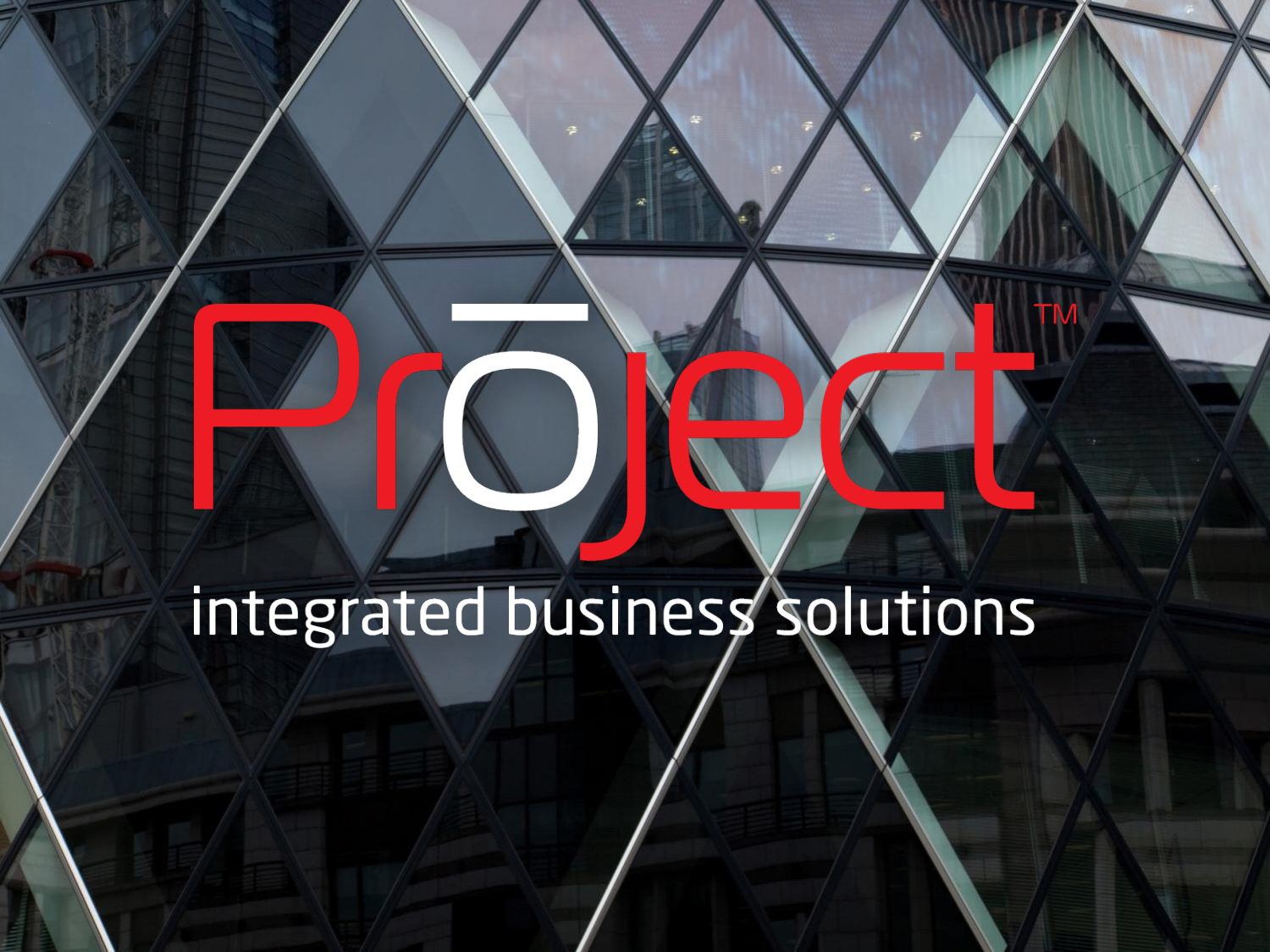# Prōject™

integrated business solutions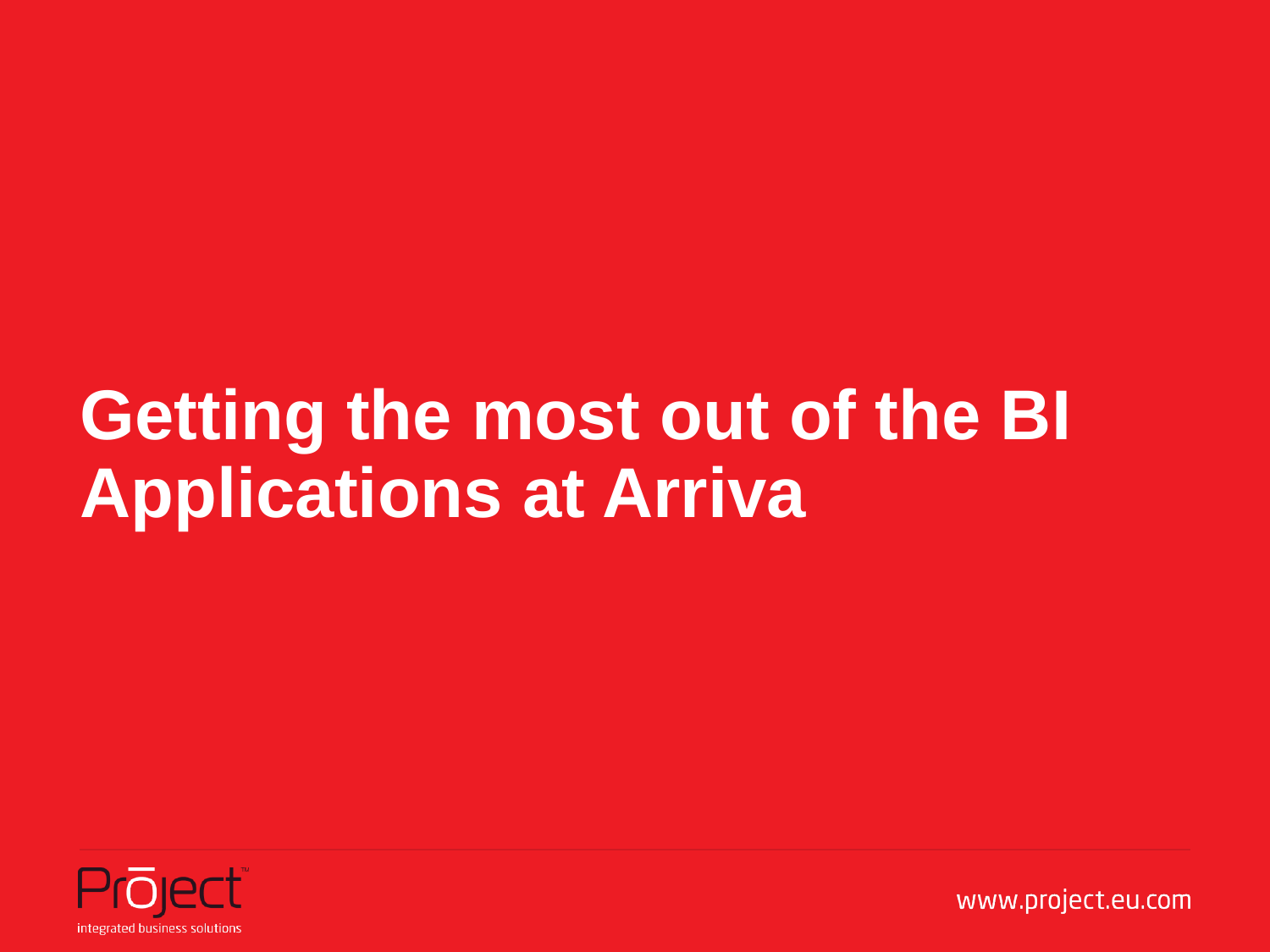# Getting the most out of the BI Applications at Arriva

Project

integrated business solutions

www.project.eu.com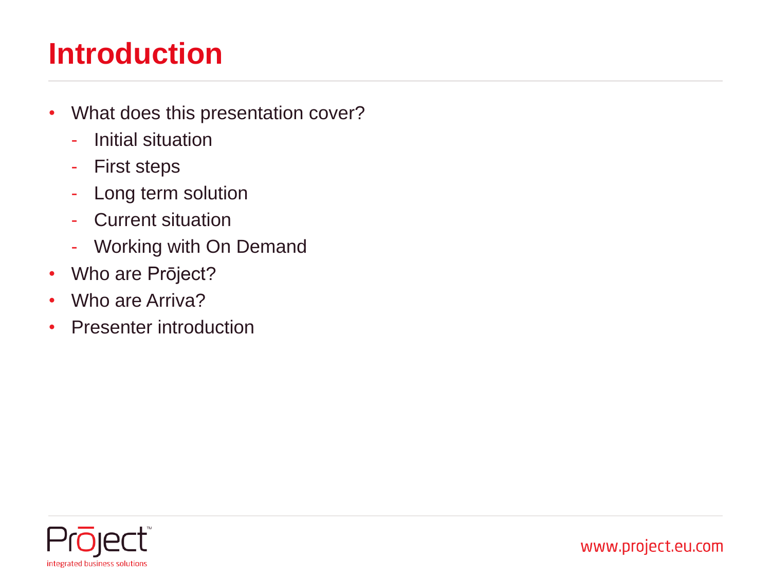# Introduction

- What does this presentation cover?
  - Initial situation
  - First steps
  - Long term solution
  - Current situation
  - Working with On Demand
- Who are Prōject?
- Who are Arriva?
- Presenter introduction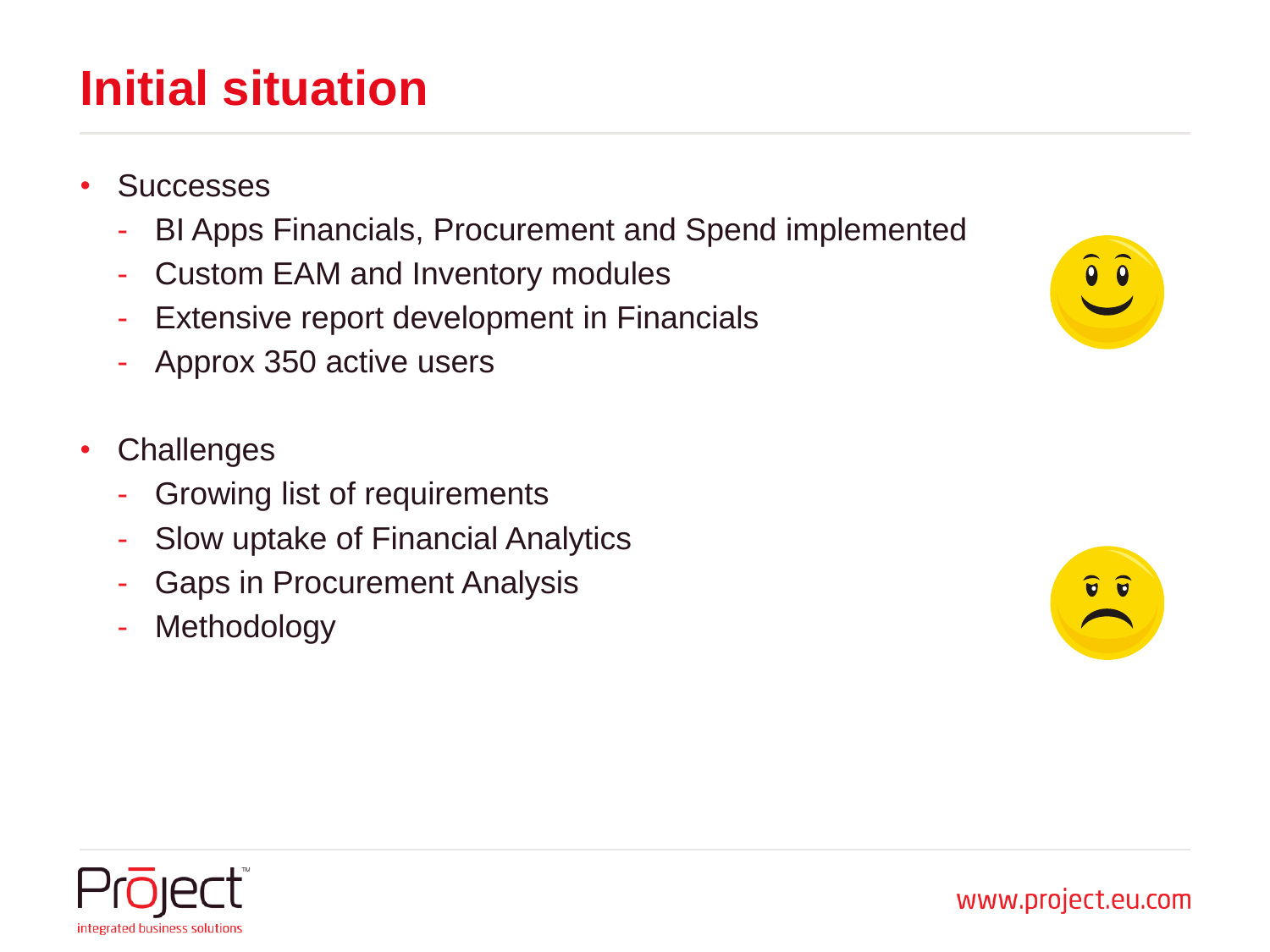# Initial situation

- Successes
  - BI Apps Financials, Procurement and Spend implemented
  - Custom EAM and Inventory modules
  - Extensive report development in Financials
  - Approx 350 active users
- Challenges
  - Growing list of requirements
  - Slow uptake of Financial Analytics
  - Gaps in Procurement Analysis
  - Methodology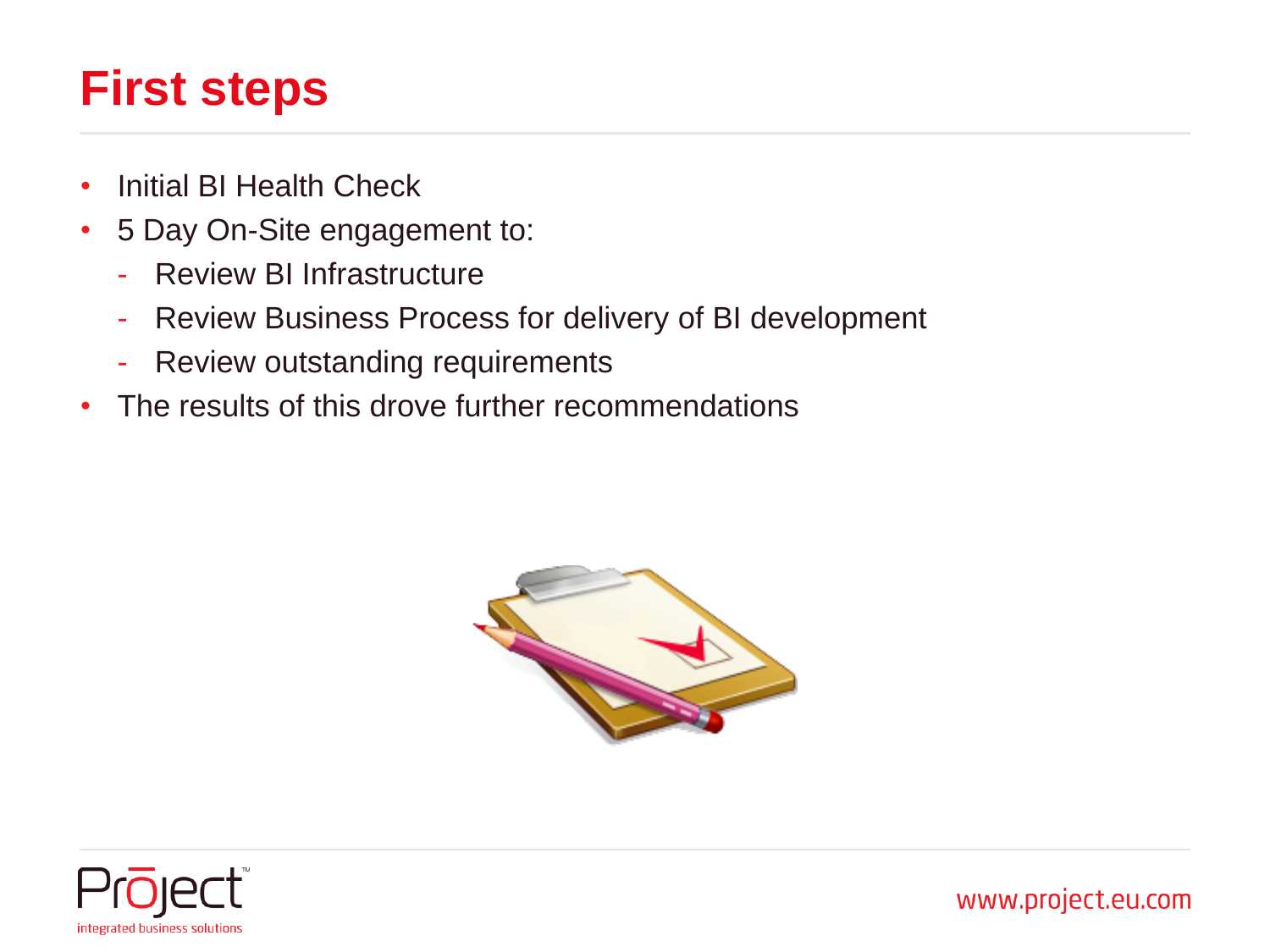# First steps

- Initial BI Health Check
- 5 Day On-Site engagement to:
  - Review BI Infrastructure
  - Review Business Process for delivery of BI development
  - Review outstanding requirements
- The results of this drove further recommendations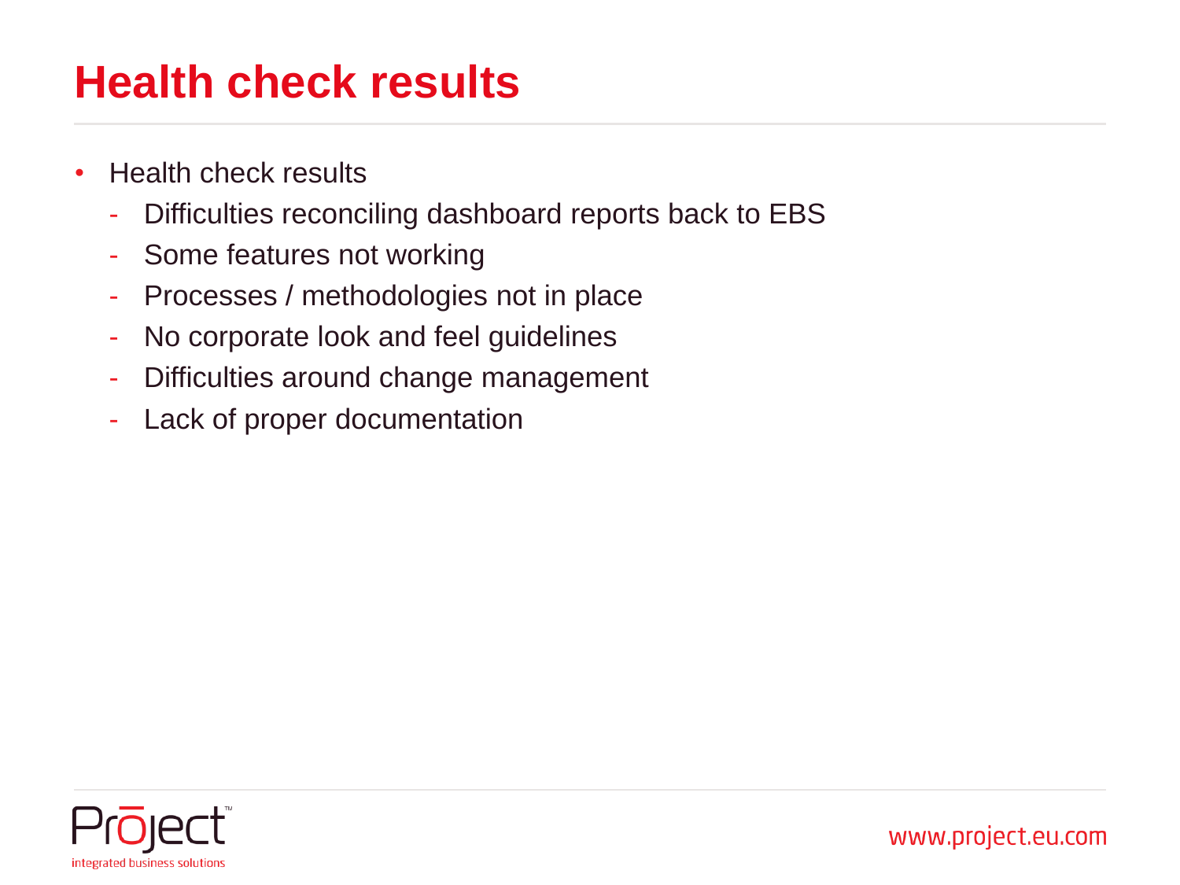# Health check results

- Health check results
  - Difficulties reconciling dashboard reports back to EBS
  - Some features not working
  - Processes / methodologies not in place
  - No corporate look and feel guidelines
  - Difficulties around change management
  - Lack of proper documentation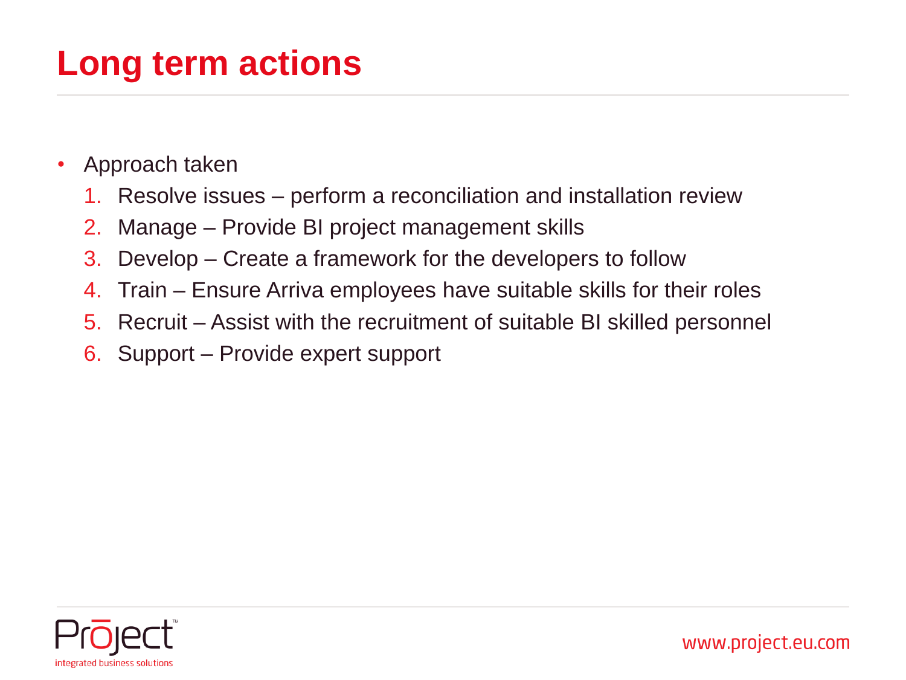# Long term actions

- Approach taken
  1. Resolve issues – perform a reconciliation and installation review
  2. Manage – Provide BI project management skills
  3. Develop – Create a framework for the developers to follow
  4. Train – Ensure Arriva employees have suitable skills for their roles
  5. Recruit – Assist with the recruitment of suitable BI skilled personnel
  6. Support – Provide expert support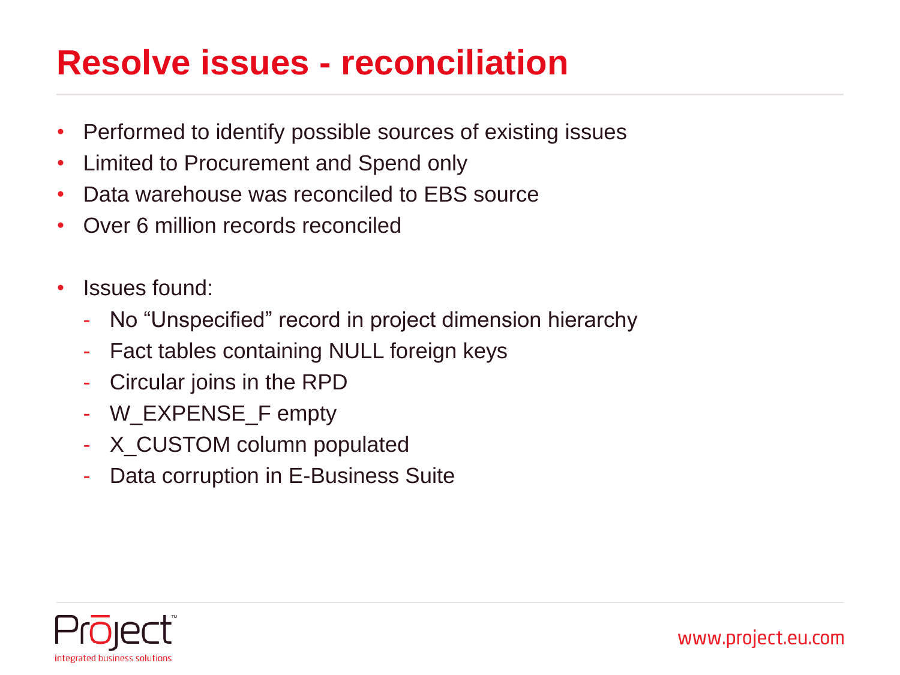# Resolve issues - reconciliation

- Performed to identify possible sources of existing issues
- Limited to Procurement and Spend only
- Data warehouse was reconciled to EBS source
- Over 6 million records reconciled

- Issues found:
  - No "Unspecified" record in project dimension hierarchy
  - Fact tables containing NULL foreign keys
  - Circular joins in the RPD
  - W_EXPENSE_F empty
  - X_CUSTOM column populated
  - Data corruption in E-Business Suite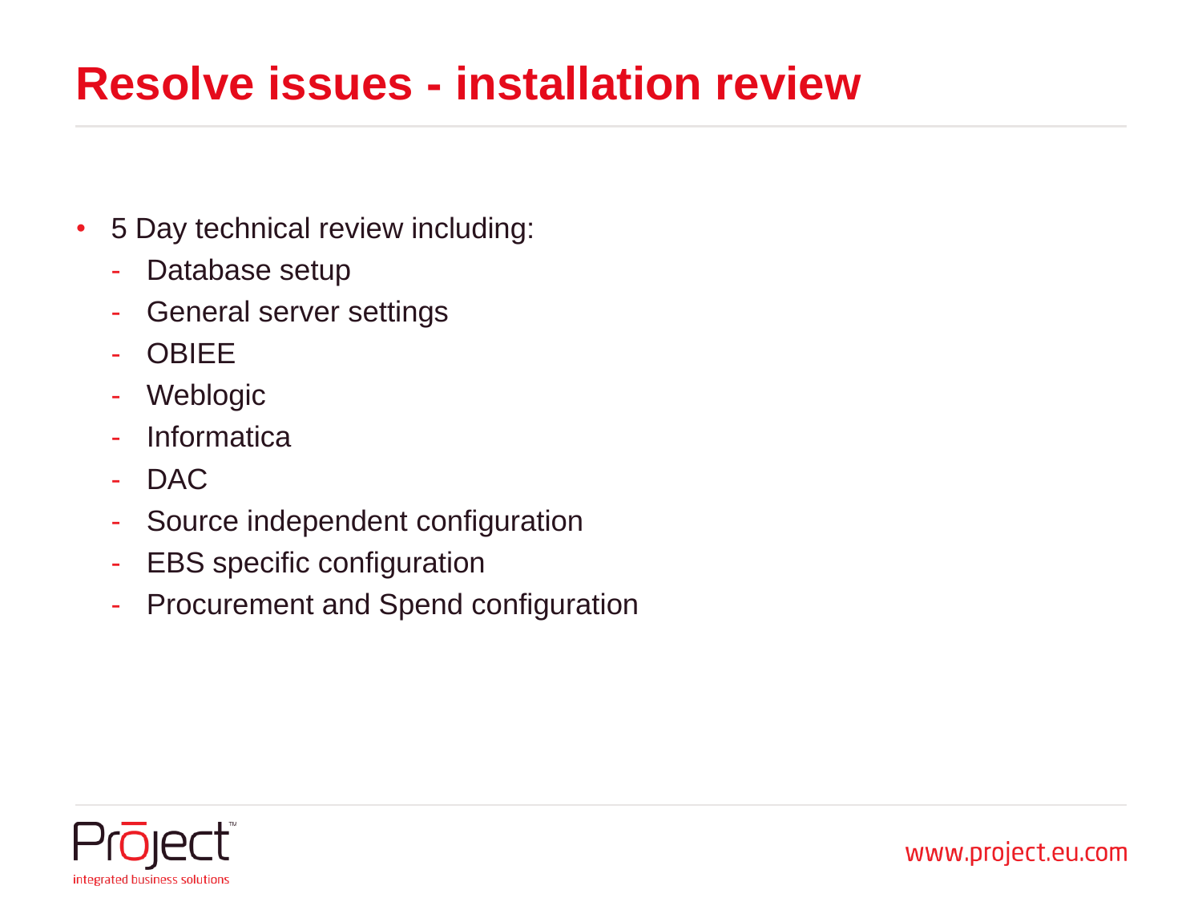# Resolve issues - installation review

- 5 Day technical review including:
  - Database setup
  - General server settings
  - OBIEE
  - Weblogic
  - Informatica
  - DAC
  - Source independent configuration
  - EBS specific configuration
  - Procurement and Spend configuration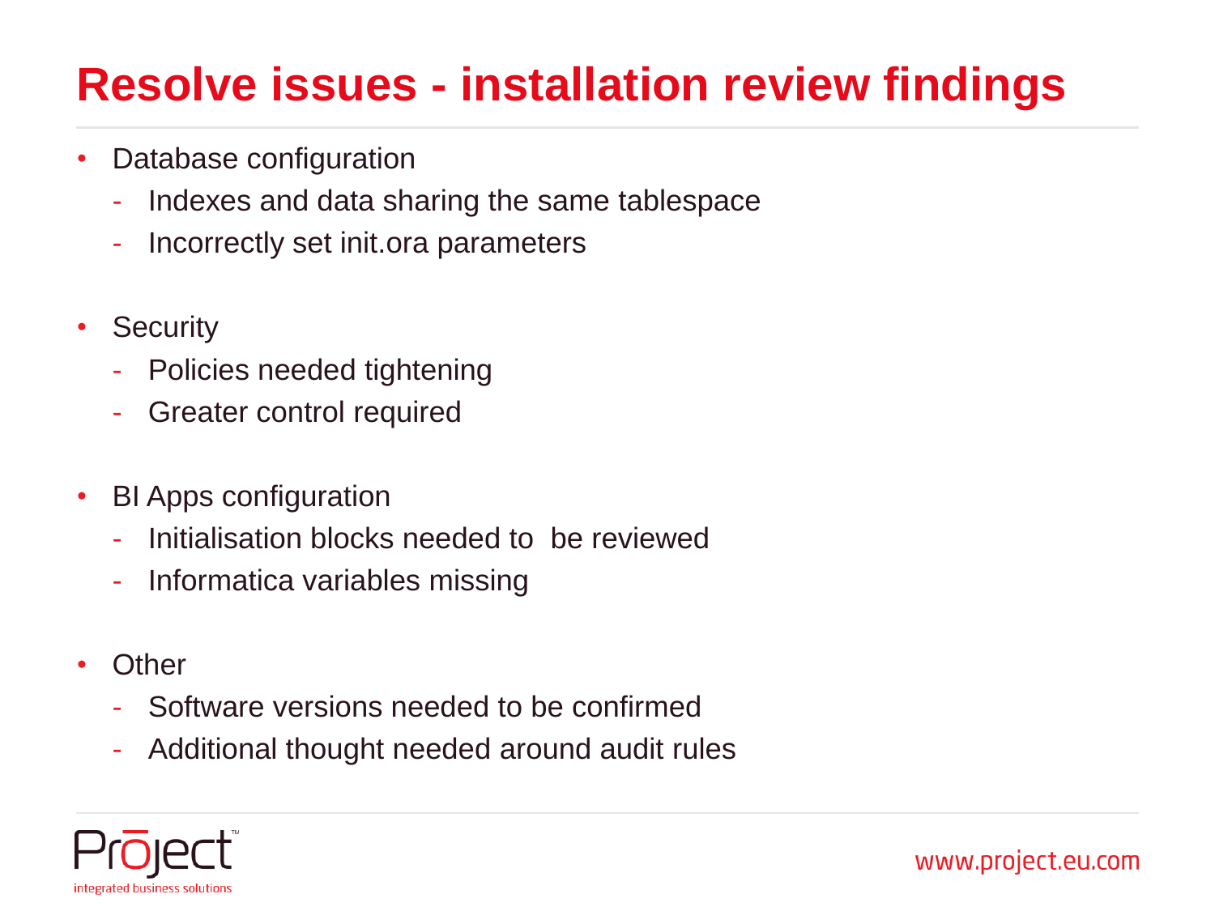# Resolve issues - installation review findings

- Database configuration
  - Indexes and data sharing the same tablespace
  - Incorrectly set init.ora parameters

- Security
  - Policies needed tightening
  - Greater control required

- BI Apps configuration
  - Initialisation blocks needed to be reviewed
  - Informatica variables missing

- Other
  - Software versions needed to be confirmed
  - Additional thought needed around audit rules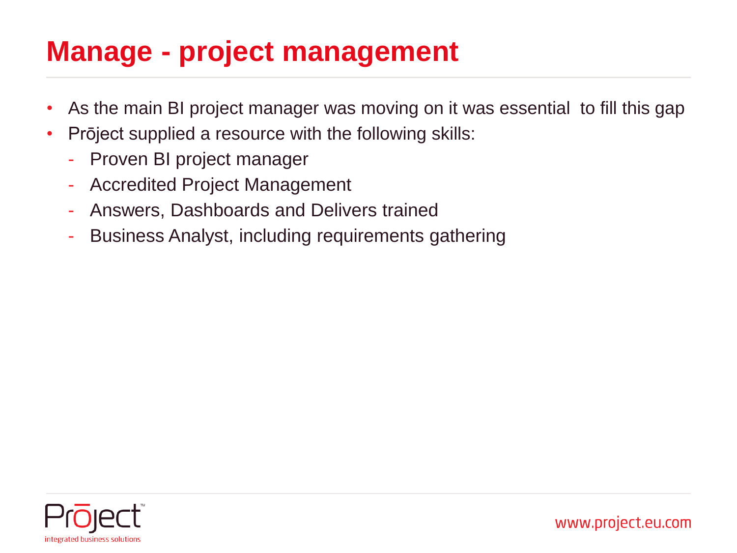# Manage - project management

- As the main BI project manager was moving on it was essential  to fill this gap
- Prōject supplied a resource with the following skills:
  - Proven BI project manager
  - Accredited Project Management
  - Answers, Dashboards and Delivers trained
  - Business Analyst, including requirements gathering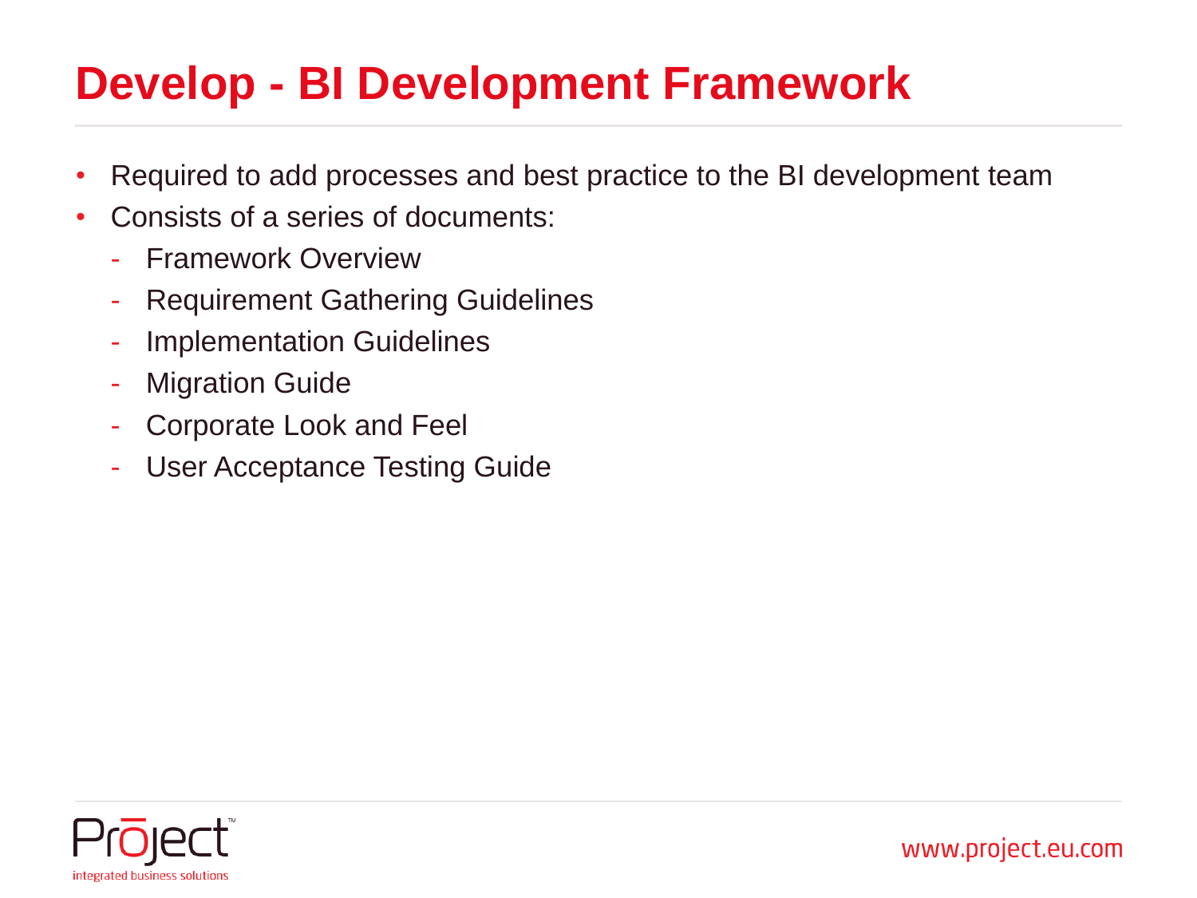# Develop - BI Development Framework

- Required to add processes and best practice to the BI development team
- Consists of a series of documents:
  - Framework Overview
  - Requirement Gathering Guidelines
  - Implementation Guidelines
  - Migration Guide
  - Corporate Look and Feel
  - User Acceptance Testing Guide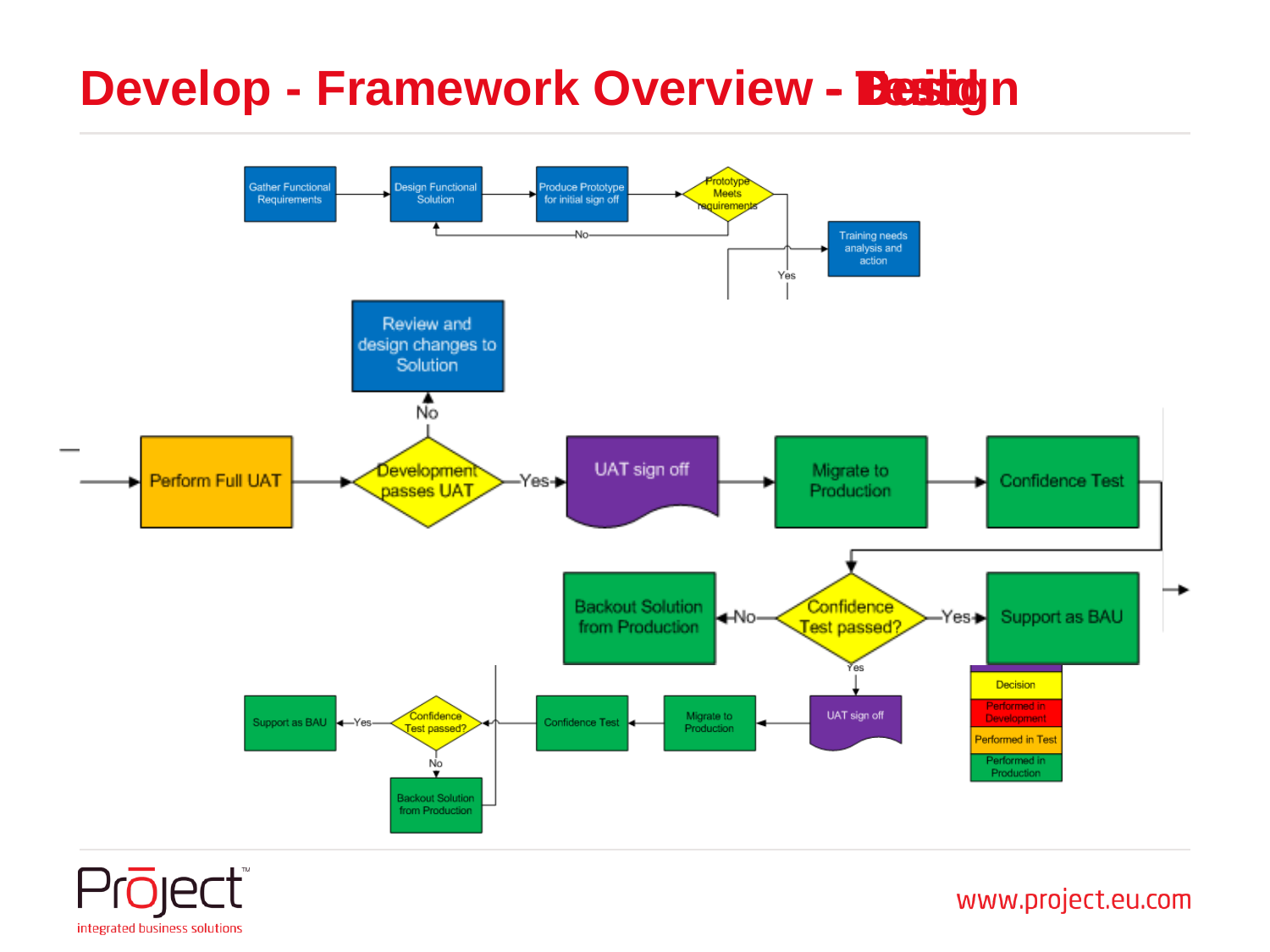# Develop - Framework Overview - Test

Gather Functional Requirements → Design Functional Solution → Produce Prototype for initial sign off → Prototype Meets requirements

- No → Design Functional Solution
- Yes → Training needs analysis and action

Perform Full UAT → Development passes UAT

- No → Review and design changes to Solution
- Yes → UAT sign off → Migrate to Production → Confidence Test → Confidence Test passed?
  - No → Backout Solution from Production
  - Yes → Support as BAU

UAT sign off → Migrate to Production → Confidence Test → Confidence Test passed?

- Yes → Support as BAU
- No → Backout Solution from Production

| Legend |
|---|
| Decision |
| Performed in Development |
| Performed in Test |
| Performed in Production |

Prōject™
integrated business solutions

www.project.eu.com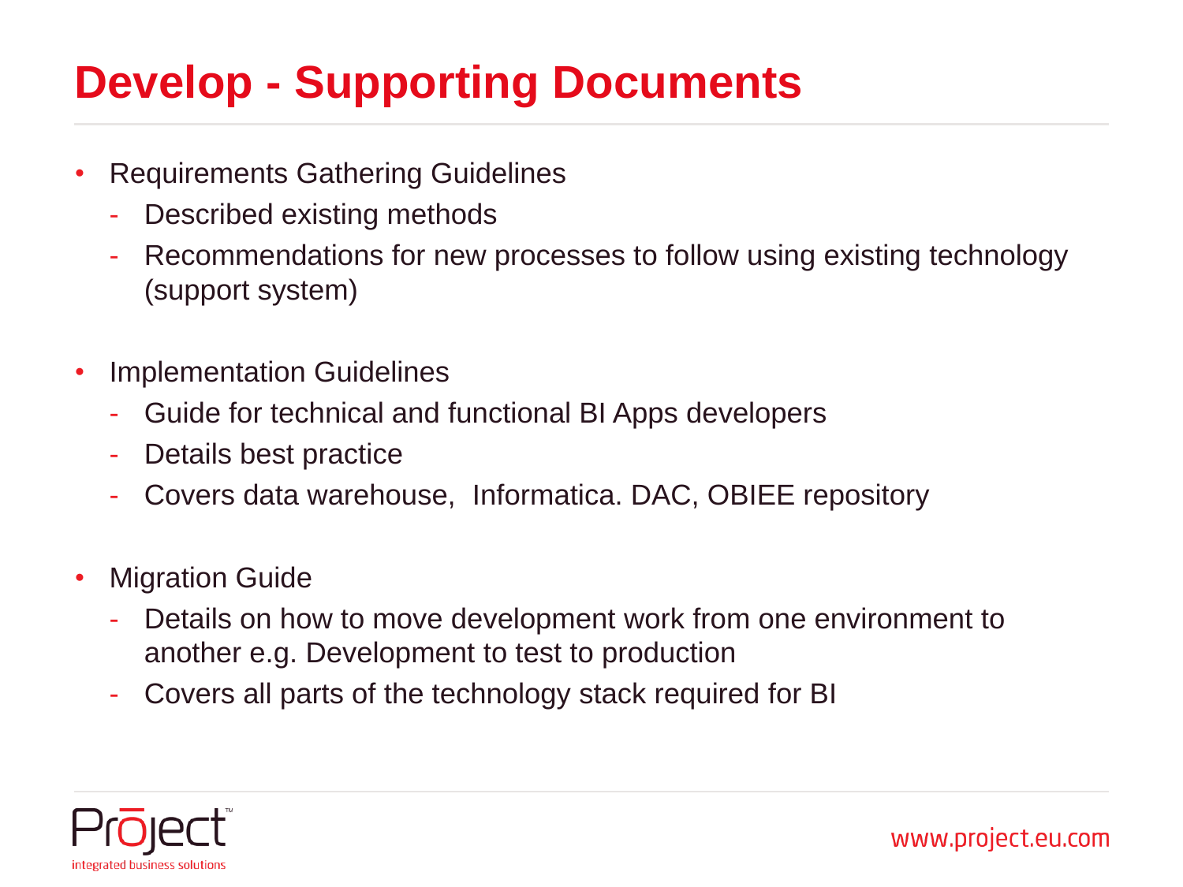# Develop - Supporting Documents

- Requirements Gathering Guidelines
  - Described existing methods
  - Recommendations for new processes to follow using existing technology (support system)

- Implementation Guidelines
  - Guide for technical and functional BI Apps developers
  - Details best practice
  - Covers data warehouse,  Informatica. DAC, OBIEE repository

- Migration Guide
  - Details on how to move development work from one environment to another e.g. Development to test to production
  - Covers all parts of the technology stack required for BI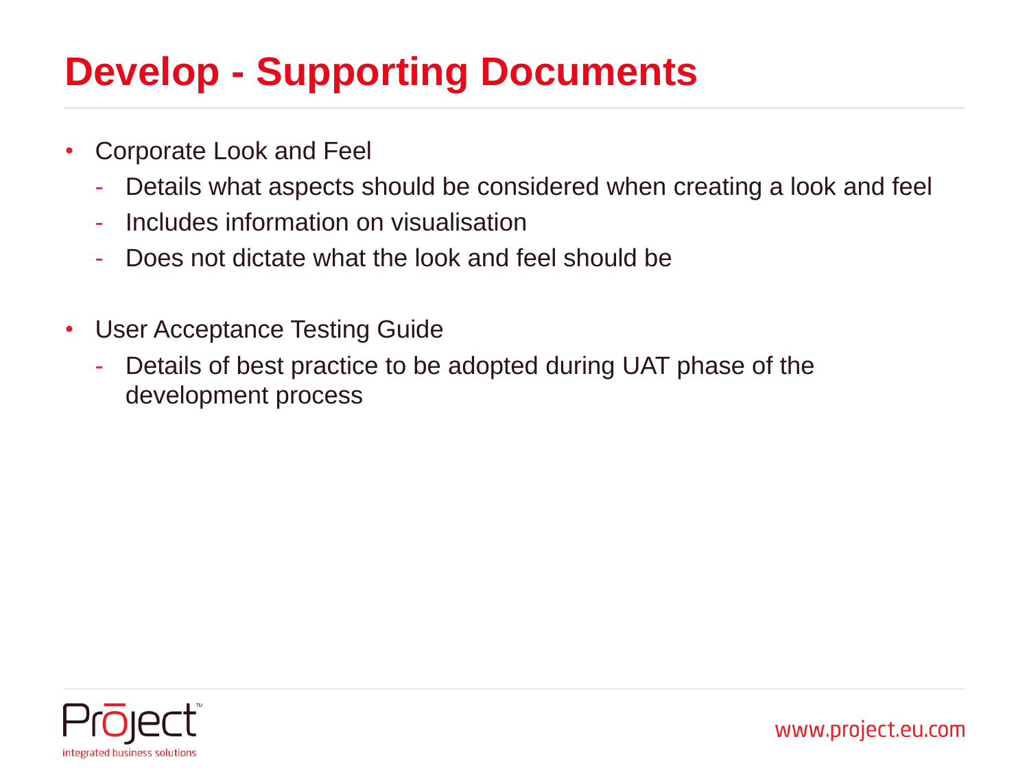# Develop - Supporting Documents

- Corporate Look and Feel
  - Details what aspects should be considered when creating a look and feel
  - Includes information on visualisation
  - Does not dictate what the look and feel should be

- User Acceptance Testing Guide
  - Details of best practice to be adopted during UAT phase of the development process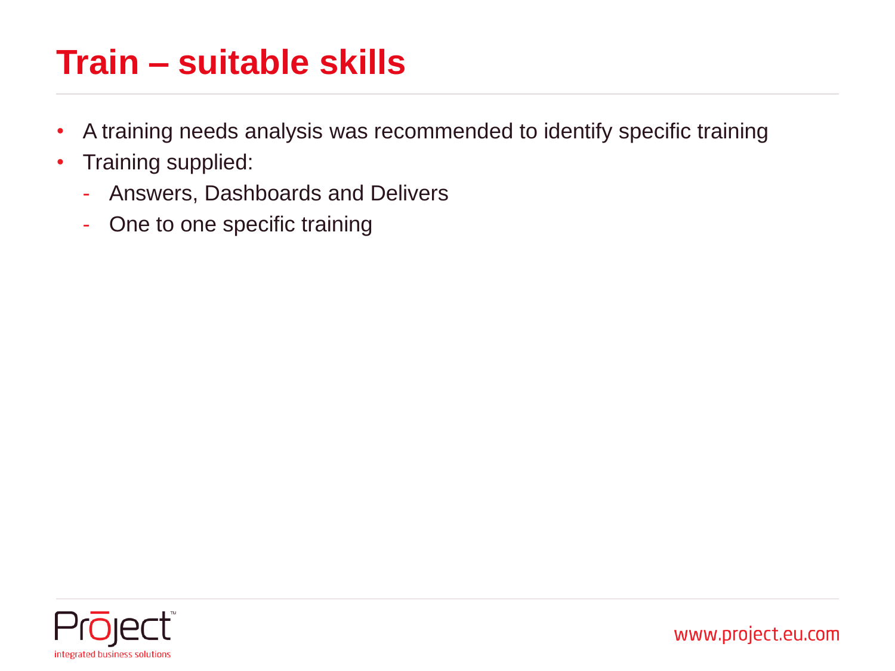# Train – suitable skills

- A training needs analysis was recommended to identify specific training
- Training supplied:
  - Answers, Dashboards and Delivers
  - One to one specific training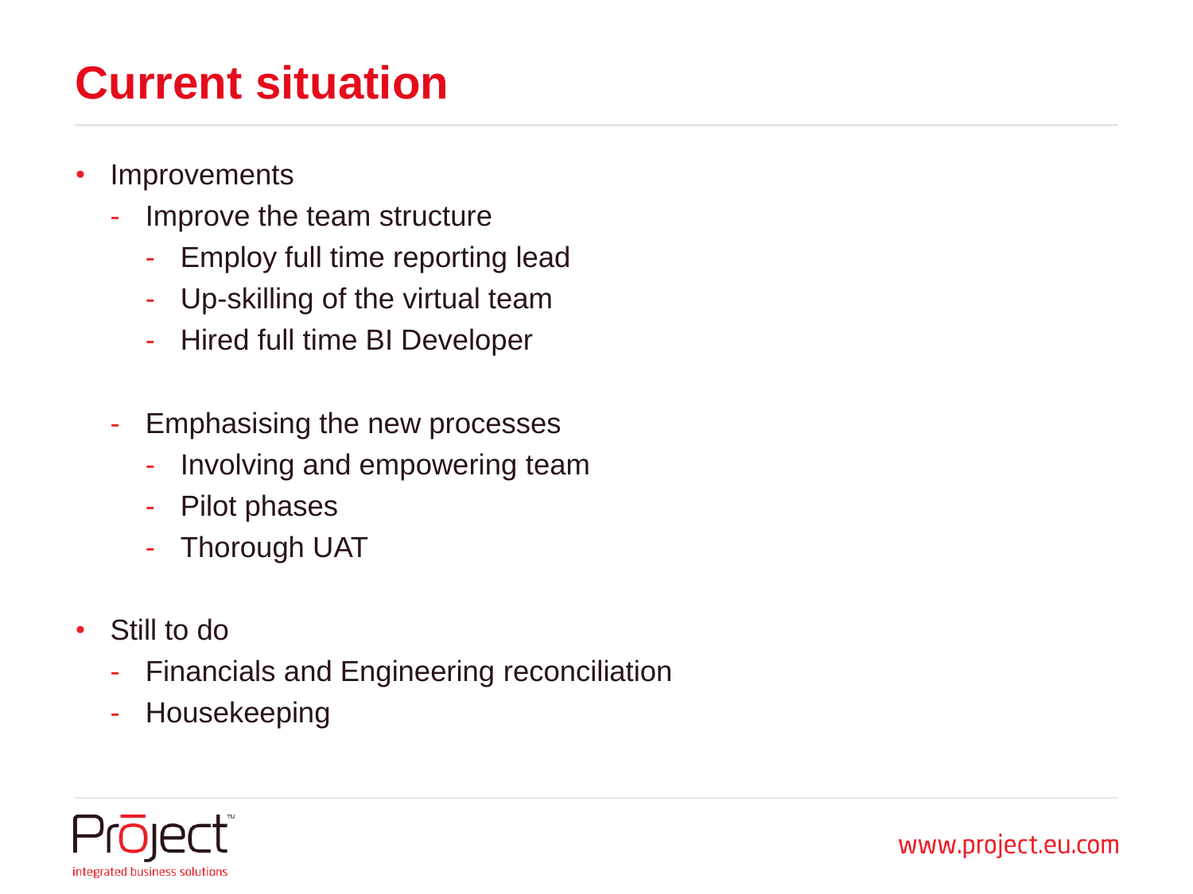# Current situation

- Improvements
  - Improve the team structure
    - Employ full time reporting lead
    - Up-skilling of the virtual team
    - Hired full time BI Developer

  - Emphasising the new processes
    - Involving and empowering team
    - Pilot phases
    - Thorough UAT

- Still to do
  - Financials and Engineering reconciliation
  - Housekeeping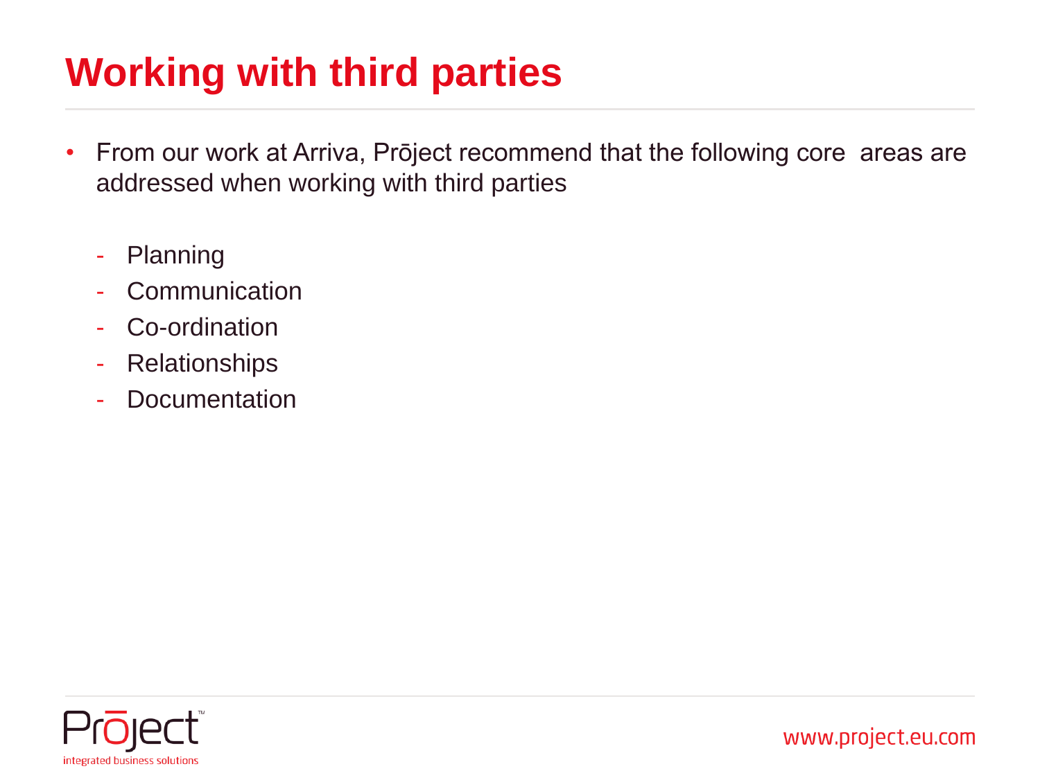# Working with third parties

- From our work at Arriva, Prōject recommend that the following core areas are addressed when working with third parties

  - Planning
  - Communication
  - Co-ordination
  - Relationships
  - Documentation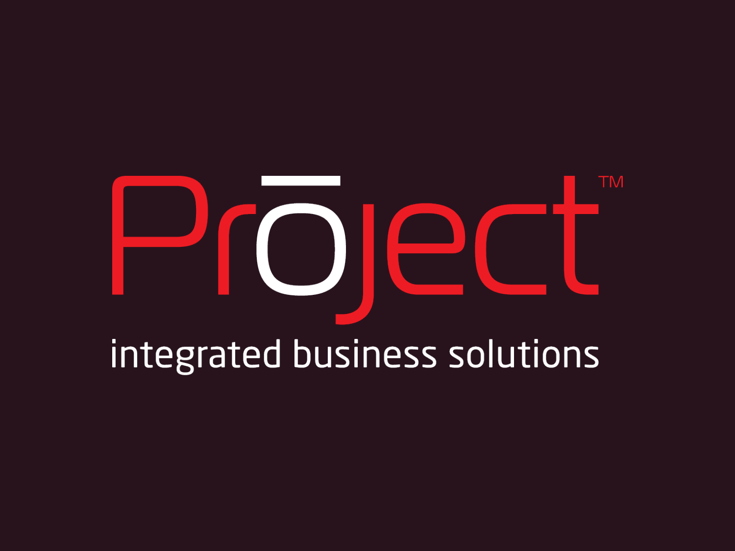# Prōject™

integrated business solutions